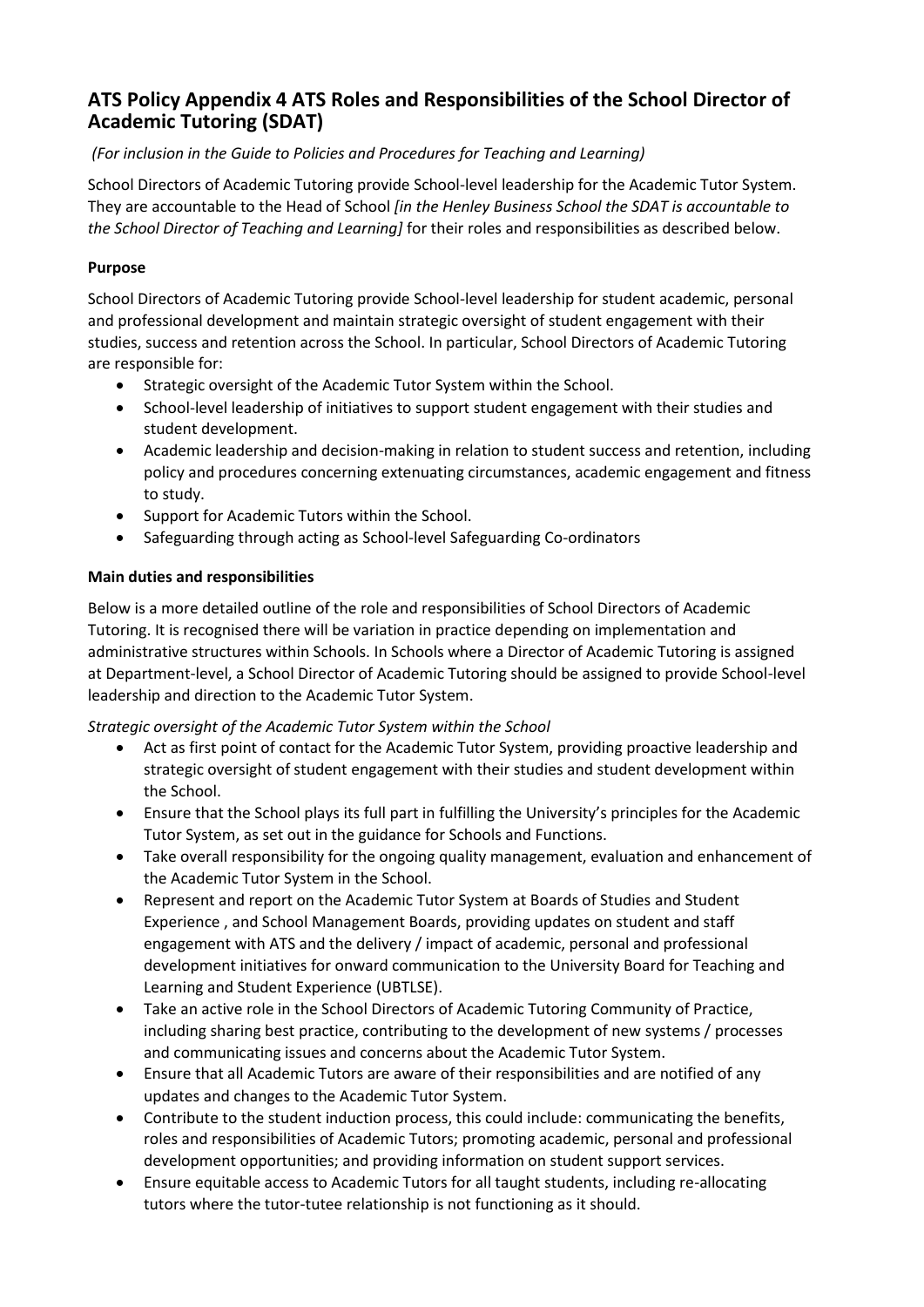## ATS Policy Appendix 4 ATS Roles and Responsibilities of the School Director of Academic Tutoring (SDAT)

*(For inclusion in the Guide to Policies and Procedures for Teaching and Learning)*

School Directors of Academic Tutoring provide School-level leadership for the Academic Tutor System. They are accountable to the Head of School *[in the Henley Business School the SDAT is accountable to the School Director of Teaching and Learning]* for their roles and responsibilities as described below.

**Purpose**

School Directors of Academic Tutoring provide School-level leadership for student academic, personal and professional development and maintain strategic oversight of student engagement with their studies, success and retention across the School. In particular, School Directors of Academic Tutoring are responsible for:

- Strategic oversight of the Academic Tutor System within the School.
- School-level leadership of initiatives to support student engagement with their studies and student development.
- Academic leadership and decision-making in relation to student success and retention, including policy and procedures concerning extenuating circumstances, academic engagement and fitness to study.
- Support for Academic Tutors within the School.
- Safeguarding through acting as School-level Safeguarding Co-ordinators

**Main duties and responsibilities**

Below is a more detailed outline of the role and responsibilities of School Directors of Academic Tutoring. It is recognised there will be variation in practice depending on implementation and administrative structures within Schools. In Schools where a Director of Academic Tutoring is assigned at Department-level, a School Director of Academic Tutoring should be assigned to provide School-level leadership and direction to the Academic Tutor System.

*Strategic oversight of the Academic Tutor System within the School*

- Act as first point of contact for the Academic Tutor System, providing proactive leadership and strategic oversight of student engagement with their studies and student development within the School.
- Ensure that the School plays its full part in fulfilling the University's principles for the Academic Tutor System, as set out in the guidance for Schools and Functions.
- Take overall responsibility for the ongoing quality management, evaluation and enhancement of the Academic Tutor System in the School.
- Represent and report on the Academic Tutor System at Boards of Studies and Student Experience , and School Management Boards, providing updates on student and staff engagement with ATS and the delivery / impact of academic, personal and professional development initiatives for onward communication to the University Board for Teaching and Learning and Student Experience (UBTLSE).
- Take an active role in the School Directors of Academic Tutoring Community of Practice, including sharing best practice, contributing to the development of new systems / processes and communicating issues and concerns about the Academic Tutor System.
- Ensure that all Academic Tutors are aware of their responsibilities and are notified of any updates and changes to the Academic Tutor System.
- Contribute to the student induction process, this could include: communicating the benefits, roles and responsibilities of Academic Tutors; promoting academic, personal and professional development opportunities; and providing information on student support services.
- Ensure equitable access to Academic Tutors for all taught students, including re-allocating tutors where the tutor-tutee relationship is not functioning as it should.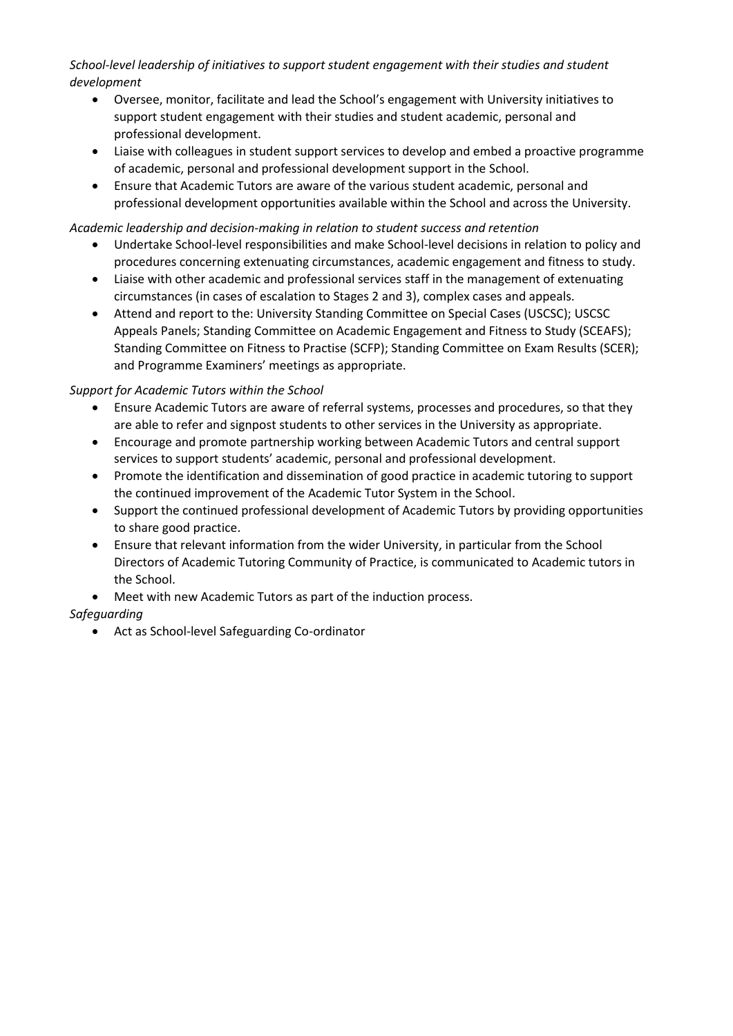*School-level leadership of initiatives to support student engagement with their studies and student development*

- Oversee, monitor, facilitate and lead the School's engagement with University initiatives to support student engagement with their studies and student academic, personal and professional development.
- Liaise with colleagues in student support services to develop and embed a proactive programme of academic, personal and professional development support in the School.
- Ensure that Academic Tutors are aware of the various student academic, personal and professional development opportunities available within the School and across the University.

*Academic leadership and decision-making in relation to student success and retention*

- Undertake School-level responsibilities and make School-level decisions in relation to policy and procedures concerning extenuating circumstances, academic engagement and fitness to study.
- Liaise with other academic and professional services staff in the management of extenuating circumstances (in cases of escalation to Stages 2 and 3), complex cases and appeals.
- Attend and report to the: University Standing Committee on Special Cases (USCSC); USCSC Appeals Panels; Standing Committee on Academic Engagement and Fitness to Study (SCEAFS); Standing Committee on Fitness to Practise (SCFP); Standing Committee on Exam Results (SCER); and Programme Examiners' meetings as appropriate.

*Support for Academic Tutors within the School*

- Ensure Academic Tutors are aware of referral systems, processes and procedures, so that they are able to refer and signpost students to other services in the University as appropriate.
- Encourage and promote partnership working between Academic Tutors and central support services to support students' academic, personal and professional development.
- Promote the identification and dissemination of good practice in academic tutoring to support the continued improvement of the Academic Tutor System in the School.
- Support the continued professional development of Academic Tutors by providing opportunities to share good practice.
- Ensure that relevant information from the wider University, in particular from the School Directors of Academic Tutoring Community of Practice, is communicated to Academic tutors in the School.
- Meet with new Academic Tutors as part of the induction process.

*Safeguarding*

- Act as School-level Safeguarding Co-ordinator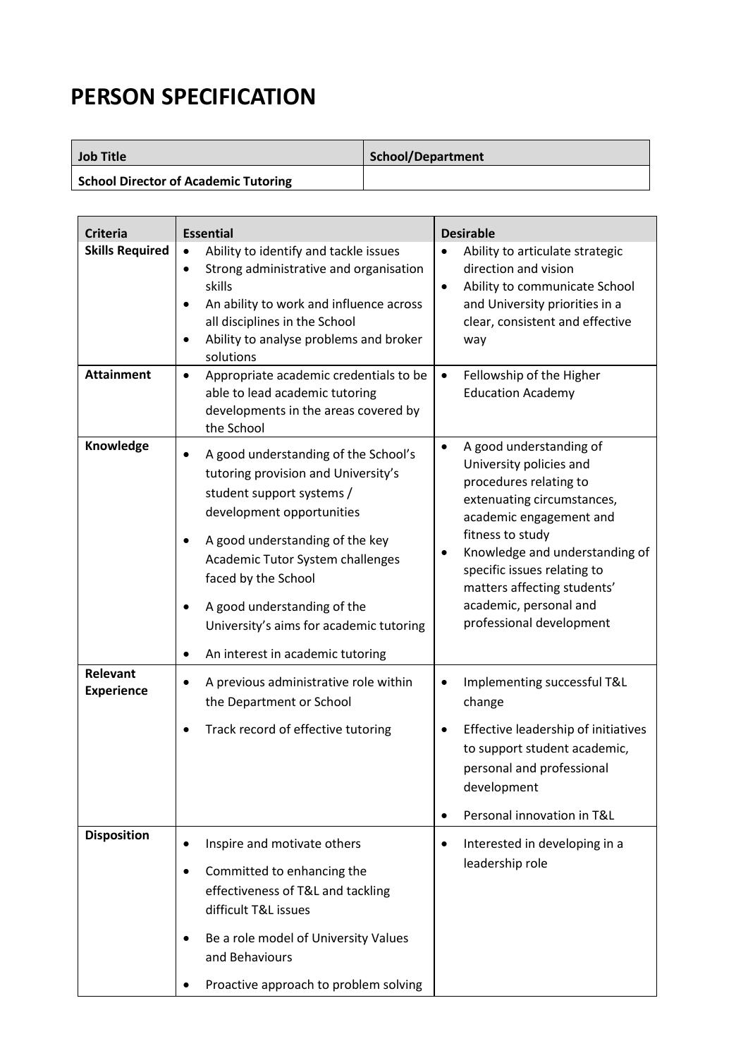# PERSON SPECIFICATION

| Job Title | School/Department |
|---|---|
| **School Director of Academic Tutoring** | |

| Criteria | Essential | Desirable |
|---|---|---|
| **Skills Required** | • Ability to identify and tackle issues<br>• Strong administrative and organisation skills<br>• An ability to work and influence across all disciplines in the School<br>• Ability to analyse problems and broker solutions | • Ability to articulate strategic direction and vision<br>• Ability to communicate School and University priorities in a clear, consistent and effective way |
| **Attainment** | • Appropriate academic credentials to be able to lead academic tutoring developments in the areas covered by the School | • Fellowship of the Higher Education Academy |
| **Knowledge** | • A good understanding of the School's tutoring provision and University's student support systems / development opportunities<br>• A good understanding of the key Academic Tutor System challenges faced by the School<br>• A good understanding of the University's aims for academic tutoring<br>• An interest in academic tutoring | • A good understanding of University policies and procedures relating to extenuating circumstances, academic engagement and fitness to study<br>• Knowledge and understanding of specific issues relating to matters affecting students' academic, personal and professional development |
| **Relevant Experience** | • A previous administrative role within the Department or School<br>• Track record of effective tutoring | • Implementing successful T&L change<br>• Effective leadership of initiatives to support student academic, personal and professional development<br>• Personal innovation in T&L |
| **Disposition** | • Inspire and motivate others<br>• Committed to enhancing the effectiveness of T&L and tackling difficult T&L issues<br>• Be a role model of University Values and Behaviours<br>• Proactive approach to problem solving | • Interested in developing in a leadership role |